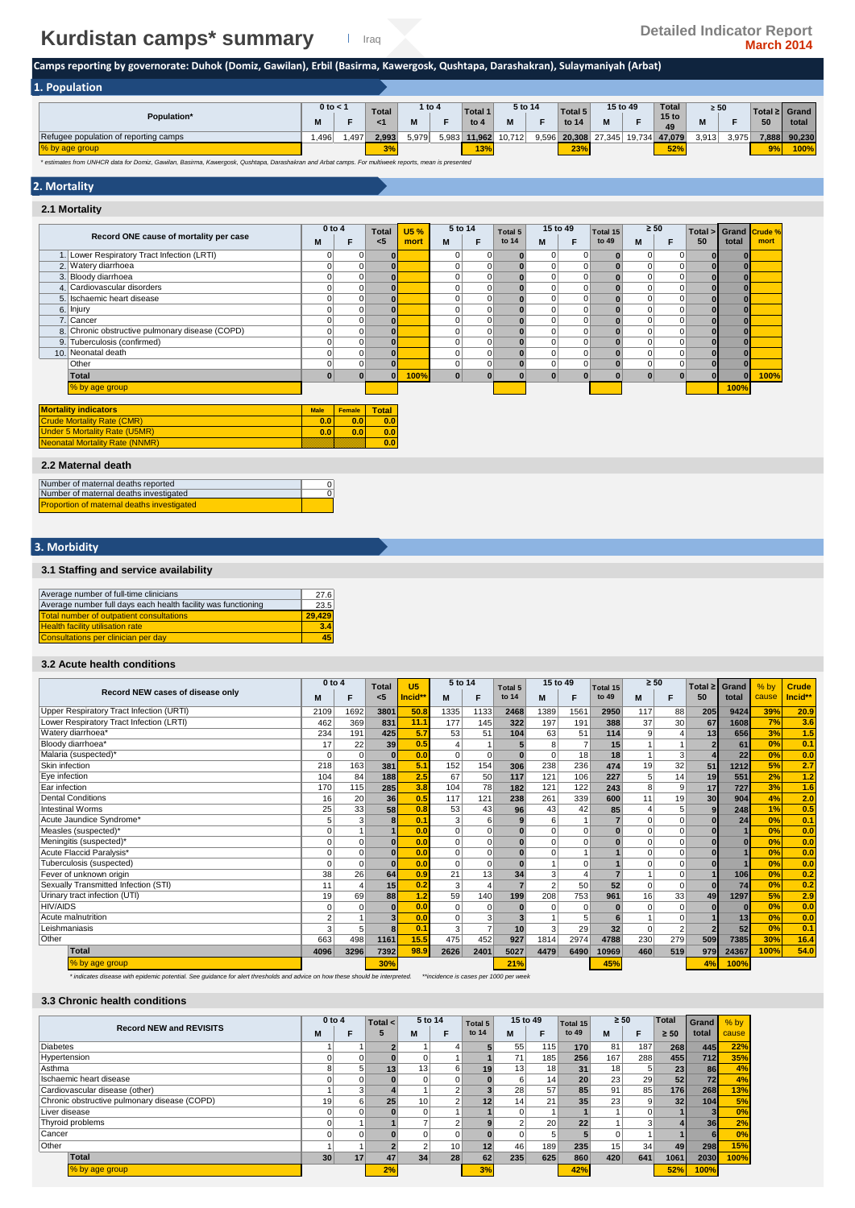# Kurdistan camps* summary

Iraq

Detailed Indicator Report
March 2014

**Camps reporting by governorate: Duhok (Domiz, Gawilan), Erbil (Basirma, Kawergosk, Qushtapa, Darashakran), Sulaymaniyah (Arbat)**

## 1. Population

| Population* | 0 to < 1 | | Total <1 | 1 to 4 | | Total 1 to 4 | 5 to 14 | | Total 5 to 14 | 15 to 49 | | Total 15 to 49 | ≥ 50 | | Total ≥ 50 | Grand total |
|---|---|---|---|---|---|---|---|---|---|---|---|---|---|---|---|---|
| | M | F | | M | F | | M | F | | M | F | | M | F | | |
| Refugee population of reporting camps | 1,496 | 1,497 | 2,993 | 5,979 | 5,983 | 11,962 | 10,712 | 9,596 | 20,308 | 27,345 | 19,734 | 47,079 | 3,913 | 3,975 | 7,888 | 90,230 |
| % by age group | | | 3% | | | 13% | | | 23% | | | 52% | | | 9% | 100% |

* estimates from UNHCR data for Domiz, Gawilan, Basirma, Kawergosk, Qushtapa, Darashakran and Arbat camps. For multiweek reports, mean is presented

## 2. Mortality

### 2.1 Mortality

| Record ONE cause of mortality per case | 0 to 4 | | Total <5 | U5 % mort | 5 to 14 | | Total 5 to 14 | 15 to 49 | | Total 15 to 49 | ≥ 50 | | Total > 50 | Grand total | Crude % mort |
|---|---|---|---|---|---|---|---|---|---|---|---|---|---|---|---|
| | M | F | | | M | F | | M | F | | M | F | | | |
| 1. Lower Respiratory Tract Infection (LRTI) | 0 | 0 | 0 | | 0 | 0 | 0 | 0 | 0 | 0 | 0 | 0 | 0 | 0 | |
| 2. Watery diarrhoea | 0 | 0 | 0 | | 0 | 0 | 0 | 0 | 0 | 0 | 0 | 0 | 0 | 0 | |
| 3. Bloody diarrhoea | 0 | 0 | 0 | | 0 | 0 | 0 | 0 | 0 | 0 | 0 | 0 | 0 | 0 | |
| 4. Cardiovascular disorders | 0 | 0 | 0 | | 0 | 0 | 0 | 0 | 0 | 0 | 0 | 0 | 0 | 0 | |
| 5. Ischaemic heart disease | 0 | 0 | 0 | | 0 | 0 | 0 | 0 | 0 | 0 | 0 | 0 | 0 | 0 | |
| 6. Injury | 0 | 0 | 0 | | 0 | 0 | 0 | 0 | 0 | 0 | 0 | 0 | 0 | 0 | |
| 7. Cancer | 0 | 0 | 0 | | 0 | 0 | 0 | 0 | 0 | 0 | 0 | 0 | 0 | 0 | |
| 8. Chronic obstructive pulmonary disease (COPD) | 0 | 0 | 0 | | 0 | 0 | 0 | 0 | 0 | 0 | 0 | 0 | 0 | 0 | |
| 9. Tuberculosis (confirmed) | 0 | 0 | 0 | | 0 | 0 | 0 | 0 | 0 | 0 | 0 | 0 | 0 | 0 | |
| 10. Neonatal death | 0 | 0 | 0 | | 0 | 0 | 0 | 0 | 0 | 0 | 0 | 0 | 0 | 0 | |
| Other | 0 | 0 | 0 | | 0 | 0 | 0 | 0 | 0 | 0 | 0 | 0 | 0 | 0 | |
| **Total** | 0 | 0 | 0 | 100% | 0 | 0 | 0 | 0 | 0 | 0 | 0 | 0 | 0 | 0 | 100% |
| % by age group | | | | | | | | | | | | | | 100% | |

| Mortality indicators | Male | Female | Total |
|---|---|---|---|
| Crude Mortality Rate (CMR) | 0.0 | 0.0 | 0.0 |
| Under 5 Mortality Rate (U5MR) | 0.0 | 0.0 | 0.0 |
| Neonatal Mortality Rate (NNMR) | | | 0.0 |

### 2.2 Maternal death

| | |
|---|---|
| Number of maternal deaths reported | 0 |
| Number of maternal deaths investigated | 0 |
| Proportion of maternal deaths investigated | |

## 3. Morbidity

### 3.1 Staffing and service availability

| | |
|---|---|
| Average number of full-time clinicians | 27.6 |
| Average number full days each health facility was functioning | 23.5 |
| Total number of outpatient consultations | 29,429 |
| Health facility utilisation rate | 3.4 |
| Consultations per clinician per day | 45 |

### 3.2 Acute health conditions

| Record NEW cases of disease only | 0 to 4 | | Total <5 | U5 Incid** | 5 to 14 | | Total 5 to 14 | 15 to 49 | | Total 15 to 49 | ≥ 50 | | Total ≥ 50 | Grand total | % by cause | Crude Incid** |
|---|---|---|---|---|---|---|---|---|---|---|---|---|---|---|---|---|
| | M | F | | | M | F | | M | F | | M | F | | | | |
| Upper Respiratory Tract Infection (URTI) | 2109 | 1692 | 3801 | 50.8 | 1335 | 1133 | 2468 | 1389 | 1561 | 2950 | 117 | 88 | 205 | 9424 | 39% | 20.9 |
| Lower Respiratory Tract Infection (LRTI) | 462 | 369 | 831 | 11.1 | 177 | 145 | 322 | 197 | 191 | 388 | 37 | 30 | 67 | 1608 | 7% | 3.6 |
| Watery diarrhoea* | 234 | 191 | 425 | 5.7 | 53 | 51 | 104 | 63 | 51 | 114 | 9 | 4 | 13 | 656 | 3% | 1.5 |
| Bloody diarrhoea* | 17 | 22 | 39 | 0.5 | 4 | 1 | 5 | 8 | 7 | 15 | 1 | 1 | 2 | 61 | 0% | 0.1 |
| Malaria (suspected)* | 0 | 0 | 0 | 0.0 | 0 | 0 | 0 | 0 | 18 | 18 | 1 | 3 | 4 | 22 | 0% | 0.0 |
| Skin infection | 218 | 163 | 381 | 5.1 | 152 | 154 | 306 | 238 | 236 | 474 | 19 | 32 | 51 | 1212 | 5% | 2.7 |
| Eye infection | 104 | 84 | 188 | 2.5 | 67 | 50 | 117 | 121 | 106 | 227 | 5 | 14 | 19 | 551 | 2% | 1.2 |
| Ear infection | 170 | 115 | 285 | 3.8 | 104 | 78 | 182 | 121 | 122 | 243 | 8 | 9 | 17 | 727 | 3% | 1.6 |
| Dental Conditions | 16 | 20 | 36 | 0.5 | 117 | 121 | 238 | 261 | 339 | 600 | 11 | 19 | 30 | 904 | 4% | 2.0 |
| Intestinal Worms | 25 | 33 | 58 | 0.8 | 53 | 43 | 96 | 43 | 42 | 85 | 4 | 5 | 9 | 248 | 1% | 0.5 |
| Acute Jaundice Syndrome* | 5 | 3 | 8 | 0.1 | 3 | 6 | 9 | 6 | 1 | 7 | 0 | 0 | 0 | 24 | 0% | 0.1 |
| Measles (suspected)* | 0 | 1 | 1 | 0.0 | 0 | 0 | 0 | 0 | 0 | 0 | 0 | 0 | 0 | 1 | 0% | 0.0 |
| Meningitis (suspected)* | 0 | 0 | 0 | 0.0 | 0 | 0 | 0 | 0 | 0 | 0 | 0 | 0 | 0 | 0 | 0% | 0.0 |
| Acute Flaccid Paralysis* | 0 | 0 | 0 | 0.0 | 0 | 0 | 0 | 0 | 1 | 1 | 0 | 0 | 0 | 1 | 0% | 0.0 |
| Tuberculosis (suspected) | 0 | 0 | 0 | 0.0 | 0 | 0 | 0 | 1 | 0 | 1 | 0 | 0 | 0 | 1 | 0% | 0.0 |
| Fever of unknown origin | 38 | 26 | 64 | 0.9 | 21 | 13 | 34 | 3 | 4 | 7 | 1 | 0 | 1 | 106 | 0% | 0.2 |
| Sexually Transmitted Infection (STI) | 11 | 4 | 15 | 0.2 | 3 | 4 | 7 | 2 | 50 | 52 | 0 | 0 | 0 | 74 | 0% | 0.2 |
| Urinary tract infection (UTI) | 19 | 69 | 88 | 1.2 | 59 | 140 | 199 | 208 | 753 | 961 | 16 | 33 | 49 | 1297 | 5% | 2.9 |
| HIV/AIDS | 0 | 0 | 0 | 0.0 | 0 | 0 | 0 | 0 | 0 | 0 | 0 | 0 | 0 | 0 | 0% | 0.0 |
| Acute malnutrition | 2 | 1 | 3 | 0.0 | 0 | 3 | 3 | 1 | 5 | 6 | 1 | 0 | 1 | 13 | 0% | 0.0 |
| Leishmaniasis | 3 | 5 | 8 | 0.1 | 3 | 7 | 10 | 3 | 29 | 32 | 0 | 2 | 2 | 52 | 0% | 0.1 |
| Other | 663 | 498 | 1161 | 15.5 | 475 | 452 | 927 | 1814 | 2974 | 4788 | 230 | 279 | 509 | 7385 | 30% | 16.4 |
| **Total** | 4096 | 3296 | 7392 | 98.9 | 2626 | 2401 | 5027 | 4479 | 6490 | 10969 | 460 | 519 | 979 | 24367 | 100% | 54.0 |
| % by age group | | | 30% | | | | 21% | | | 45% | | | 4% | 100% | | |

* indicates disease with epidemic potential. See guidance for alert thresholds and advice on how these should be interpreted. **incidence is cases per 1000 per week

### 3.3 Chronic health conditions

| Record NEW and REVISITS | 0 to 4 | | Total < 5 | 5 to 14 | | Total 5 to 14 | 15 to 49 | | Total 15 to 49 | ≥ 50 | | Total ≥ 50 | Grand total | % by cause |
|---|---|---|---|---|---|---|---|---|---|---|---|---|---|---|
| | M | F | | M | F | | M | F | | M | F | | | |
| Diabetes | 1 | 1 | 2 | 1 | 4 | 5 | 55 | 115 | 170 | 81 | 187 | 268 | 445 | 22% |
| Hypertension | 0 | 0 | 0 | 0 | 1 | 1 | 71 | 185 | 256 | 167 | 288 | 455 | 712 | 35% |
| Asthma | 8 | 5 | 13 | 13 | 6 | 19 | 13 | 18 | 31 | 18 | 5 | 23 | 86 | 4% |
| Ischaemic heart disease | 0 | 0 | 0 | 0 | 0 | 0 | 6 | 14 | 20 | 23 | 29 | 52 | 72 | 4% |
| Cardiovascular disease (other) | 1 | 3 | 4 | 1 | 2 | 3 | 28 | 57 | 85 | 91 | 85 | 176 | 268 | 13% |
| Chronic obstructive pulmonary disease (COPD) | 19 | 6 | 25 | 10 | 2 | 12 | 14 | 21 | 35 | 23 | 9 | 32 | 104 | 5% |
| Liver disease | 0 | 0 | 0 | 0 | 1 | 1 | 0 | 1 | 1 | 1 | 0 | 1 | 3 | 0% |
| Thyroid problems | 0 | 1 | 1 | 7 | 2 | 9 | 2 | 20 | 22 | 1 | 3 | 4 | 36 | 2% |
| Cancer | 0 | 0 | 0 | 0 | 0 | 0 | 0 | 5 | 5 | 0 | 1 | 1 | 6 | 0% |
| Other | 1 | 1 | 2 | 2 | 10 | 12 | 46 | 189 | 235 | 15 | 34 | 49 | 298 | 15% |
| **Total** | 30 | 17 | 47 | 34 | 28 | 62 | 235 | 625 | 860 | 420 | 641 | 1061 | 2030 | 100% |
| % by age group | | | 2% | | | 3% | | | 42% | | | 52% | 100% | |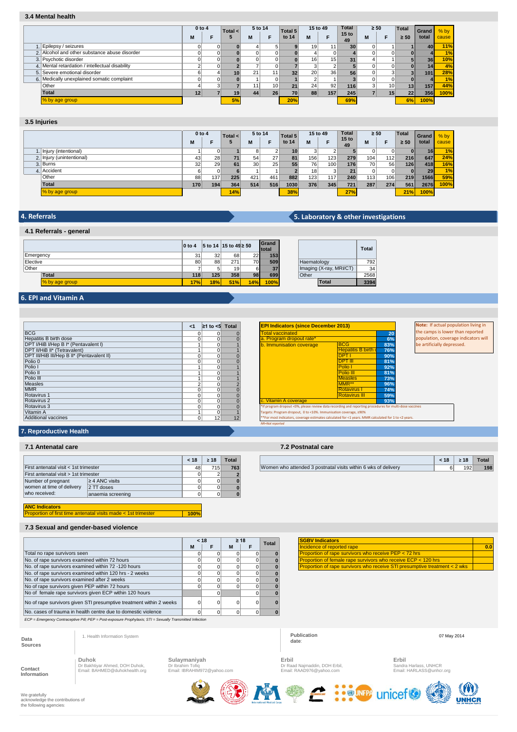### 3.4 Mental health

| | | 0 to 4 | | Total < 5 | 5 to 14 | | Total 5 to 14 | 15 to 49 | | Total 15 to 49 | ≥ 50 | | Total ≥ 50 | Grand total | % by cause |
|---|---|---|---|---|---|---|---|---|---|---|---|---|---|---|---|
| | | M | F | | M | F | | M | F | | M | F | | | |
| 1. | Epilepsy / seizures | 0 | 0 | 0 | 4 | 5 | 9 | 19 | 11 | 30 | 0 | 1 | 1 | 40 | 11% |
| 2. | Alcohol and other substance abuse disorder | 0 | 0 | 0 | 0 | 0 | 0 | 4 | 0 | 4 | 0 | 0 | 0 | 4 | 1% |
| 3. | Psychotic disorder | 0 | 0 | 0 | 0 | 0 | 0 | 16 | 15 | 31 | 4 | 1 | 5 | 36 | 10% |
| 4. | Mental retardation / intellectual disability | 2 | 0 | 2 | 7 | 0 | 7 | 3 | 2 | 5 | 0 | 0 | 0 | 14 | 4% |
| 5. | Severe emotional disorder | 6 | 4 | 10 | 21 | 11 | 32 | 20 | 36 | 56 | 0 | 3 | 3 | 101 | 28% |
| 6. | Medically unexplained somatic complaint | 0 | 0 | 0 | 1 | 0 | 1 | 2 | 1 | 3 | 0 | 0 | 0 | 4 | 1% |
| | Other | 4 | 3 | 7 | 11 | 10 | 21 | 24 | 92 | 116 | 3 | 10 | 13 | 157 | 44% |
| | **Total** | **12** | **7** | **19** | **44** | **26** | **70** | **88** | **157** | **245** | **7** | **15** | **22** | **356** | **100%** |
| | % by age group | | | 5% | | | 20% | | | 69% | | | 6% | 100% | |

### 3.5 Injuries

| | | 0 to 4 | | Total < 5 | 5 to 14 | | Total 5 to 14 | 15 to 49 | | Total 15 to 49 | ≥ 50 | | Total ≥ 50 | Grand total | % by cause |
|---|---|---|---|---|---|---|---|---|---|---|---|---|---|---|---|
| | | M | F | | M | F | | M | F | | M | F | | | |
| 1. | Injury (intentional) | 1 | 0 | 1 | 8 | 2 | 10 | 3 | 2 | 5 | 0 | 0 | 0 | 16 | 1% |
| 2. | Injury (unintentional) | 43 | 28 | 71 | 54 | 27 | 81 | 156 | 123 | 279 | 104 | 112 | 216 | 647 | 24% |
| 3. | Burns | 32 | 29 | 61 | 30 | 25 | 55 | 76 | 100 | 176 | 70 | 56 | 126 | 418 | 16% |
| 4. | Accident | 6 | 0 | 6 | 1 | 1 | 2 | 18 | 3 | 21 | 0 | 0 | 0 | 29 | 1% |
| | Other | 88 | 137 | 225 | 421 | 461 | 882 | 123 | 117 | 240 | 113 | 106 | 219 | 1566 | 59% |
| | **Total** | **170** | **194** | **364** | **514** | **516** | **1030** | **376** | **345** | **721** | **287** | **274** | **561** | **2676** | **100%** |
| | % by age group | | | 14% | | | 38% | | | 27% | | | 21% | 100% | |

## 4. Referrals

### 4.1 Referrals - general

| | 0 to 4 | 5 to 14 | 15 to 49 | ≥ 50 | Grand total |
|---|---|---|---|---|---|
| Emergency | 31 | 32 | 68 | 22 | 153 |
| Elective | 80 | 88 | 271 | 70 | 509 |
| Other | 7 | 5 | 19 | 6 | 37 |
| **Total** | **118** | **125** | **358** | **98** | **699** |
| % by age group | 17% | 18% | 51% | 14% | 100% |

## 5. Laboratory & other investigations

| | Total |
|---|---|
| Haematology | 792 |
| Imaging (X-ray, MRI/CT) | 34 |
| Other | 2568 |
| **Total** | **3394** |

## 6. EPI and Vitamin A

| | <1 | ≥1 to <5 | Total |
|---|---|---|---|
| BCG | 0 | 0 | 0 |
| Hepatitis B birth dose | 0 | 0 | 0 |
| DPT I/HiB I/Hep B I* (Pentavalent I) | 1 | 0 | 1 |
| DPT II/HiB II* (Tetravalent) | 1 | 0 | 1 |
| DPT III/HiB III/Hep B II* (Pentavalent II) | 0 | 0 | 0 |
| Polio 0 | 0 | 0 | 0 |
| Polio I | 1 | 0 | 1 |
| Polio II | 1 | 0 | 1 |
| Polio III | 1 | 0 | 1 |
| Measles | 2 | 0 | 2 |
| MMR | 0 | 0 | 0 |
| Rotavirus 1 | 0 | 0 | 0 |
| Rotavirus 2 | 0 | 0 | 0 |
| Rotavirus 3 | 0 | 0 | 0 |
| Vitamin A | 1 | 0 | 1 |
| Additional vaccines | 0 | 12 | 12 |

| EPI Indicators (since December 2013) | | |
|---|---|---|
| Total vaccinated | | 20 |
| a. Program dropout rate* | | 6% |
| b. Immunisation coverage | BCG | 83% |
| | Hepatitis B birth d | 76% |
| | DPT I | 90% |
| | DPT III | 81% |
| | Polio I | 92% |
| | Polio III | 81% |
| | Measles | 73% |
| | MMR** | 96% |
| | Rotavirus I | 74% |
| | Rotavirus III | 59% |
| c. Vitamin A coverage | | 93% |

*If program dropout <0%, please review data recording and reporting procedures for multi-dose vaccines

Targets: Program dropout, 0 to <10%. Immunisation coverage, ≥90%

**For most indicators, coverage estimates calculated for <1 years. MMR calculated for 1 to <2 years.

NR=Not reported

**Note:** If actual population living in the camps is lower than reported population, coverage indicators will be artificially depressed.

## 7. Reproductive Health

### 7.1 Antenatal care

| | | < 18 | ≥ 18 | Total |
|---|---|---|---|---|
| First antenatal visit < 1st trimester | | 48 | 715 | 763 |
| First antenatal visit > 1st trimester | | 0 | 2 | 2 |
| Number of pregnant women at time of delivery who received: | ≥ 4 ANC visits | 0 | 0 | 0 |
| | 2 TT doses | 0 | 0 | 0 |
| | anaemia screening | 0 | 0 | 0 |

| ANC Indicators | |
|---|---|
| Proportion of first time antenatal visits made < 1st trimester | 100% |

### 7.2 Postnatal care

| | < 18 | ≥ 18 | Total |
|---|---|---|---|
| Women who attended 3 postnatal visits within 6 wks of delivery | 6 | 192 | 198 |

### 7.3 Sexual and gender-based violence

| | < 18 | | ≥ 18 | | Total |
|---|---|---|---|---|---|
| | M | F | M | F | |
| Total no rape survivors seen | 0 | 0 | 0 | 0 | 0 |
| No. of rape survivors examined within 72 hours | 0 | 0 | 0 | 0 | 0 |
| No. of rape survivors examined within 72 -120 hours | 0 | 0 | 0 | 0 | 0 |
| No. of rape survivors examined within 120 hrs - 2 weeks | 0 | 0 | 0 | 0 | 0 |
| No. of rape survivors examined after 2 weeks | 0 | 0 | 0 | 0 | 0 |
| No of rape survivors given PEP within 72 hours | 0 | 0 | 0 | 0 | 0 |
| No of female rape survivors given ECP within 120 hours | | 0 | | 0 | 0 |
| No of rape survivors given STI presumptive treatment within 2 weeks | 0 | 0 | 0 | 0 | 0 |
| No. cases of trauma in health centre due to domestic violence | 0 | 0 | 0 | 0 | 0 |

ECP = Emergency Contraceptive Pill; PEP = Post-exposure Prophylaxis; STI = Sexually Transmitted Infection

| SGBV Indicators | |
|---|---|
| Incidence of reported rape | 0.0 |
| Proportion of rape survivors who receive PEP < 72 hrs | |
| Proportion of female rape survivors who receive ECP < 120 hrs | |
| Proportion of rape survivors who receive STI presumptive treatment < 2 wks | |

**Data Sources**
1. Health Information System

**Publication date**: 07 May 2014

**Contact Information**

**Duhok**
Dr Bakhtiyar Ahmed, DOH Duhok,
Email: BAHMED@duhokhealth.org

**Sulaymaniyah**
Dr Ibrahim Tofiq
Email: IBRAHIM972@yahoo.com

**Erbil**
Dr Raad Najmaddin, DOH Erbil,
Email: RAAD976@yahoo.com

**Erbil**
Sandra Harlass, UNHCR
Email: HARLASS@unhcr.org

We gratefully acknowledge the contributions of the following agencies: